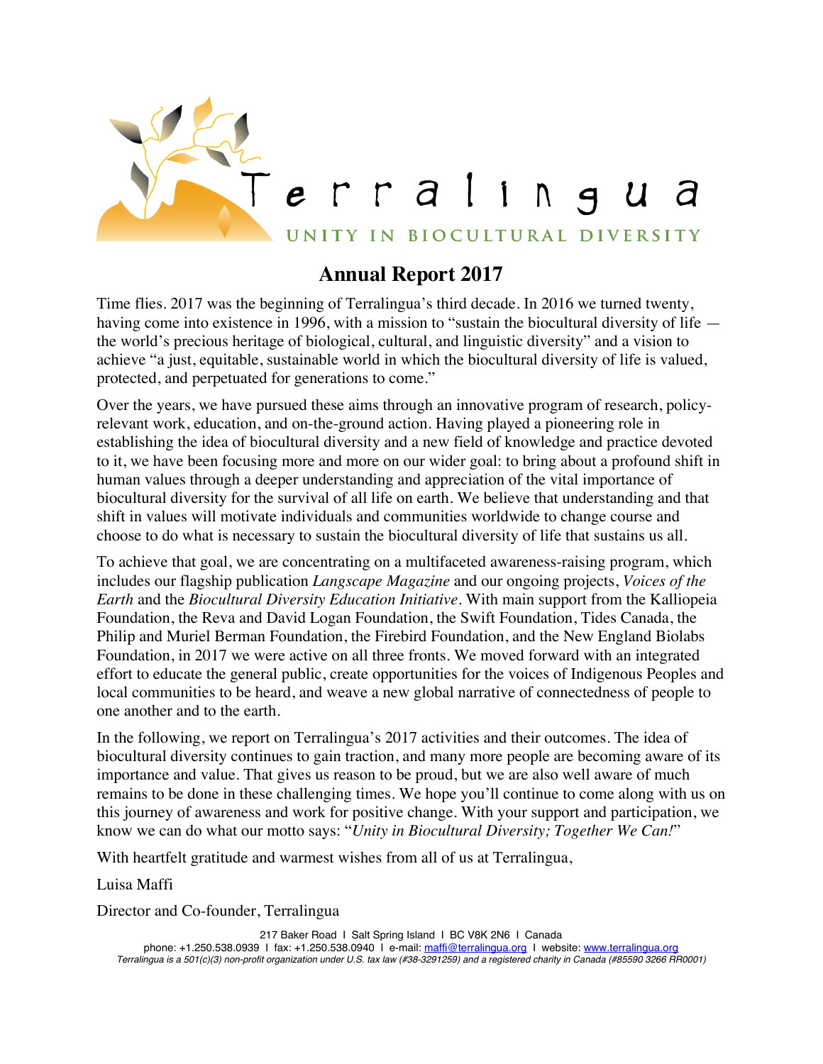Terralingua

UNITY IN BIOCULTURAL DIVERSITY

# Annual Report 2017

Time flies. 2017 was the beginning of Terralingua's third decade. In 2016 we turned twenty, having come into existence in 1996, with a mission to "sustain the biocultural diversity of life — the world's precious heritage of biological, cultural, and linguistic diversity" and a vision to achieve "a just, equitable, sustainable world in which the biocultural diversity of life is valued, protected, and perpetuated for generations to come."

Over the years, we have pursued these aims through an innovative program of research, policy-relevant work, education, and on-the-ground action. Having played a pioneering role in establishing the idea of biocultural diversity and a new field of knowledge and practice devoted to it, we have been focusing more and more on our wider goal: to bring about a profound shift in human values through a deeper understanding and appreciation of the vital importance of biocultural diversity for the survival of all life on earth. We believe that understanding and that shift in values will motivate individuals and communities worldwide to change course and choose to do what is necessary to sustain the biocultural diversity of life that sustains us all.

To achieve that goal, we are concentrating on a multifaceted awareness-raising program, which includes our flagship publication *Langscape Magazine* and our ongoing projects, *Voices of the Earth* and the *Biocultural Diversity Education Initiative*. With main support from the Kalliopeia Foundation, the Reva and David Logan Foundation, the Swift Foundation, Tides Canada, the Philip and Muriel Berman Foundation, the Firebird Foundation, and the New England Biolabs Foundation, in 2017 we were active on all three fronts. We moved forward with an integrated effort to educate the general public, create opportunities for the voices of Indigenous Peoples and local communities to be heard, and weave a new global narrative of connectedness of people to one another and to the earth.

In the following, we report on Terralingua's 2017 activities and their outcomes. The idea of biocultural diversity continues to gain traction, and many more people are becoming aware of its importance and value. That gives us reason to be proud, but we are also well aware of much remains to be done in these challenging times. We hope you'll continue to come along with us on this journey of awareness and work for positive change. With your support and participation, we know we can do what our motto says: "*Unity in Biocultural Diversity; Together We Can!*"

With heartfelt gratitude and warmest wishes from all of us at Terralingua,

Luisa Maffi

Director and Co-founder, Terralingua

217 Baker Road I Salt Spring Island I BC V8K 2N6 I Canada
phone: +1.250.538.0939 I fax: +1.250.538.0940 I e-mail: maffi@terralingua.org I website: www.terralingua.org
*Terralingua is a 501(c)(3) non-profit organization under U.S. tax law (#38-3291259) and a registered charity in Canada (#85590 3266 RR0001)*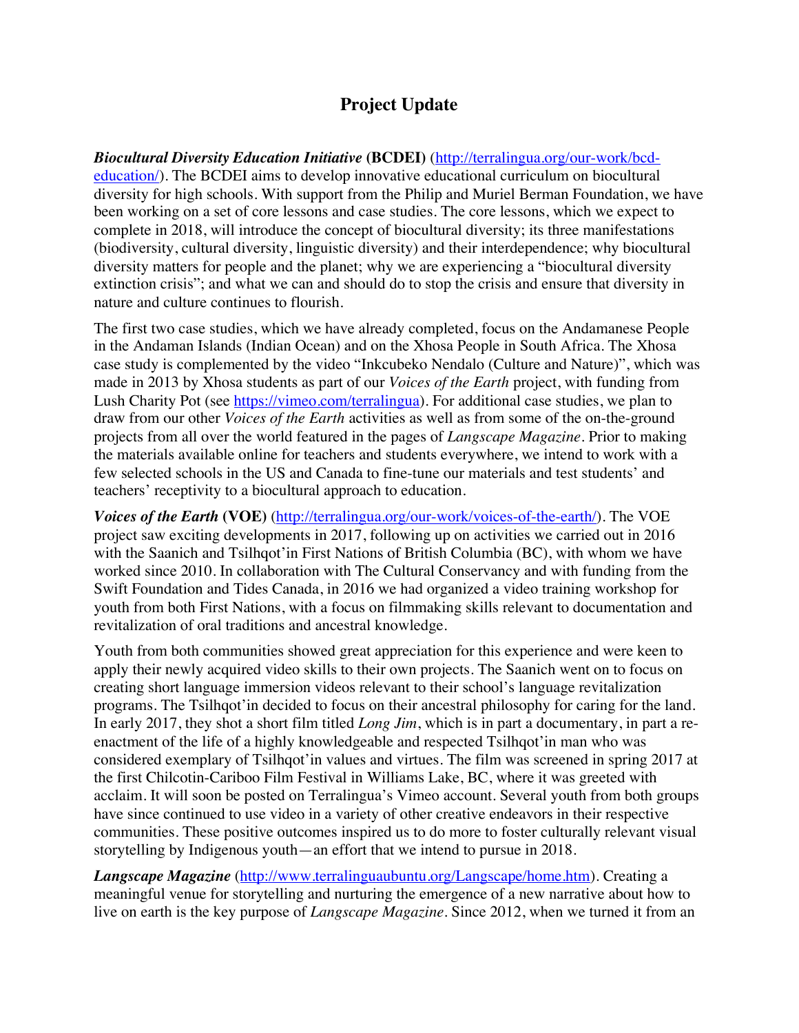## Project Update

***Biocultural Diversity Education Initiative* (BCDEI)** (http://terralingua.org/our-work/bcd-education/). The BCDEI aims to develop innovative educational curriculum on biocultural diversity for high schools. With support from the Philip and Muriel Berman Foundation, we have been working on a set of core lessons and case studies. The core lessons, which we expect to complete in 2018, will introduce the concept of biocultural diversity; its three manifestations (biodiversity, cultural diversity, linguistic diversity) and their interdependence; why biocultural diversity matters for people and the planet; why we are experiencing a "biocultural diversity extinction crisis"; and what we can and should do to stop the crisis and ensure that diversity in nature and culture continues to flourish.

The first two case studies, which we have already completed, focus on the Andamanese People in the Andaman Islands (Indian Ocean) and on the Xhosa People in South Africa. The Xhosa case study is complemented by the video "Inkcubeko Nendalo (Culture and Nature)", which was made in 2013 by Xhosa students as part of our *Voices of the Earth* project, with funding from Lush Charity Pot (see https://vimeo.com/terralingua). For additional case studies, we plan to draw from our other *Voices of the Earth* activities as well as from some of the on-the-ground projects from all over the world featured in the pages of *Langscape Magazine*. Prior to making the materials available online for teachers and students everywhere, we intend to work with a few selected schools in the US and Canada to fine-tune our materials and test students' and teachers' receptivity to a biocultural approach to education.

***Voices of the Earth* (VOE)** (http://terralingua.org/our-work/voices-of-the-earth/). The VOE project saw exciting developments in 2017, following up on activities we carried out in 2016 with the Saanich and Tsilhqot'in First Nations of British Columbia (BC), with whom we have worked since 2010. In collaboration with The Cultural Conservancy and with funding from the Swift Foundation and Tides Canada, in 2016 we had organized a video training workshop for youth from both First Nations, with a focus on filmmaking skills relevant to documentation and revitalization of oral traditions and ancestral knowledge.

Youth from both communities showed great appreciation for this experience and were keen to apply their newly acquired video skills to their own projects. The Saanich went on to focus on creating short language immersion videos relevant to their school's language revitalization programs. The Tsilhqot'in decided to focus on their ancestral philosophy for caring for the land. In early 2017, they shot a short film titled *Long Jim*, which is in part a documentary, in part a re-enactment of the life of a highly knowledgeable and respected Tsilhqot'in man who was considered exemplary of Tsilhqot'in values and virtues. The film was screened in spring 2017 at the first Chilcotin-Cariboo Film Festival in Williams Lake, BC, where it was greeted with acclaim. It will soon be posted on Terralingua's Vimeo account. Several youth from both groups have since continued to use video in a variety of other creative endeavors in their respective communities. These positive outcomes inspired us to do more to foster culturally relevant visual storytelling by Indigenous youth—an effort that we intend to pursue in 2018.

***Langscape Magazine*** (http://www.terralinguaubuntu.org/Langscape/home.htm). Creating a meaningful venue for storytelling and nurturing the emergence of a new narrative about how to live on earth is the key purpose of *Langscape Magazine*. Since 2012, when we turned it from an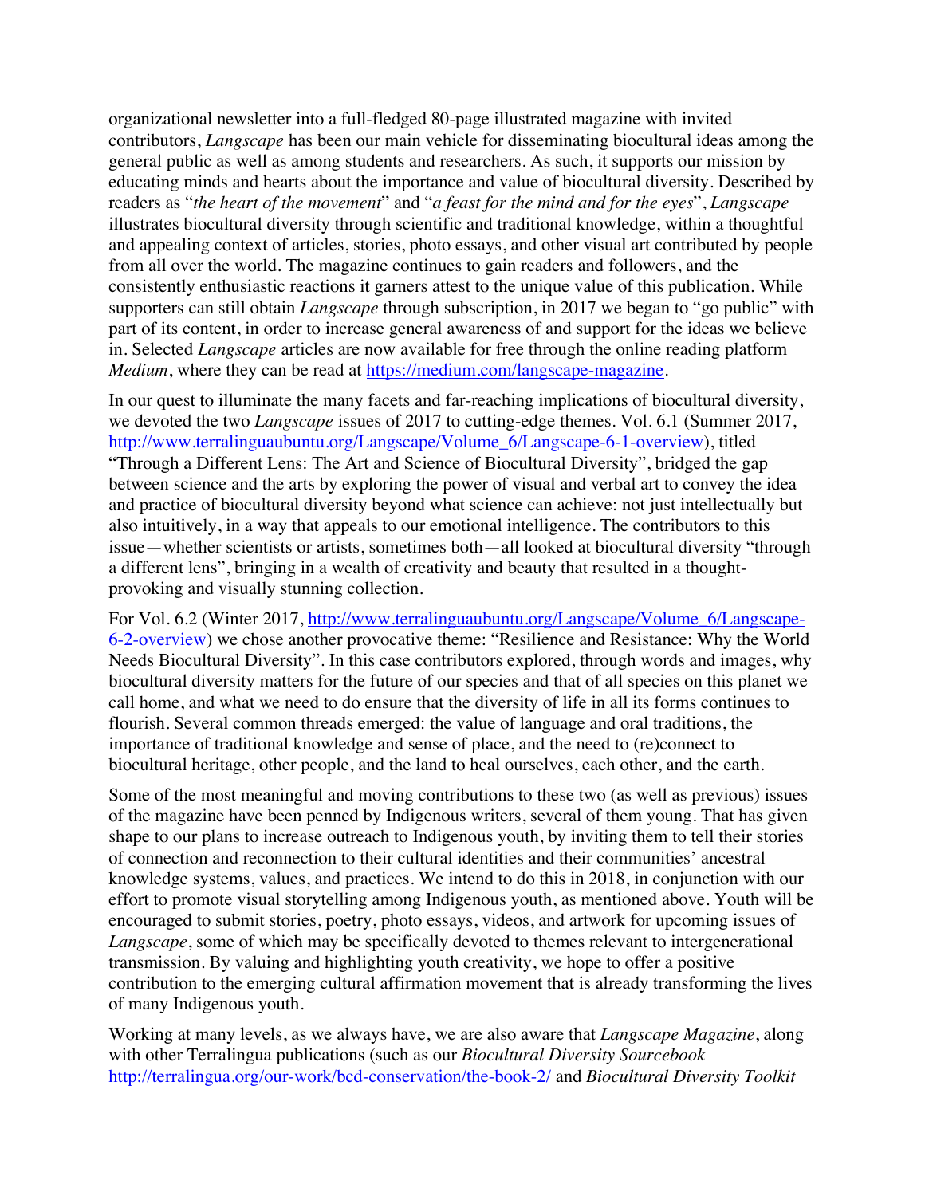organizational newsletter into a full-fledged 80-page illustrated magazine with invited contributors, *Langscape* has been our main vehicle for disseminating biocultural ideas among the general public as well as among students and researchers. As such, it supports our mission by educating minds and hearts about the importance and value of biocultural diversity. Described by readers as "*the heart of the movement*" and "*a feast for the mind and for the eyes*", *Langscape* illustrates biocultural diversity through scientific and traditional knowledge, within a thoughtful and appealing context of articles, stories, photo essays, and other visual art contributed by people from all over the world. The magazine continues to gain readers and followers, and the consistently enthusiastic reactions it garners attest to the unique value of this publication. While supporters can still obtain *Langscape* through subscription, in 2017 we began to "go public" with part of its content, in order to increase general awareness of and support for the ideas we believe in. Selected *Langscape* articles are now available for free through the online reading platform *Medium*, where they can be read at https://medium.com/langscape-magazine.

In our quest to illuminate the many facets and far-reaching implications of biocultural diversity, we devoted the two *Langscape* issues of 2017 to cutting-edge themes. Vol. 6.1 (Summer 2017, http://www.terralinguaubuntu.org/Langscape/Volume_6/Langscape-6-1-overview), titled "Through a Different Lens: The Art and Science of Biocultural Diversity", bridged the gap between science and the arts by exploring the power of visual and verbal art to convey the idea and practice of biocultural diversity beyond what science can achieve: not just intellectually but also intuitively, in a way that appeals to our emotional intelligence. The contributors to this issue—whether scientists or artists, sometimes both—all looked at biocultural diversity "through a different lens", bringing in a wealth of creativity and beauty that resulted in a thought-provoking and visually stunning collection.

For Vol. 6.2 (Winter 2017, http://www.terralinguaubuntu.org/Langscape/Volume_6/Langscape-6-2-overview) we chose another provocative theme: "Resilience and Resistance: Why the World Needs Biocultural Diversity". In this case contributors explored, through words and images, why biocultural diversity matters for the future of our species and that of all species on this planet we call home, and what we need to do ensure that the diversity of life in all its forms continues to flourish. Several common threads emerged: the value of language and oral traditions, the importance of traditional knowledge and sense of place, and the need to (re)connect to biocultural heritage, other people, and the land to heal ourselves, each other, and the earth.

Some of the most meaningful and moving contributions to these two (as well as previous) issues of the magazine have been penned by Indigenous writers, several of them young. That has given shape to our plans to increase outreach to Indigenous youth, by inviting them to tell their stories of connection and reconnection to their cultural identities and their communities' ancestral knowledge systems, values, and practices. We intend to do this in 2018, in conjunction with our effort to promote visual storytelling among Indigenous youth, as mentioned above. Youth will be encouraged to submit stories, poetry, photo essays, videos, and artwork for upcoming issues of *Langscape*, some of which may be specifically devoted to themes relevant to intergenerational transmission. By valuing and highlighting youth creativity, we hope to offer a positive contribution to the emerging cultural affirmation movement that is already transforming the lives of many Indigenous youth.

Working at many levels, as we always have, we are also aware that *Langscape Magazine*, along with other Terralingua publications (such as our *Biocultural Diversity Sourcebook* http://terralingua.org/our-work/bcd-conservation/the-book-2/ and *Biocultural Diversity Toolkit*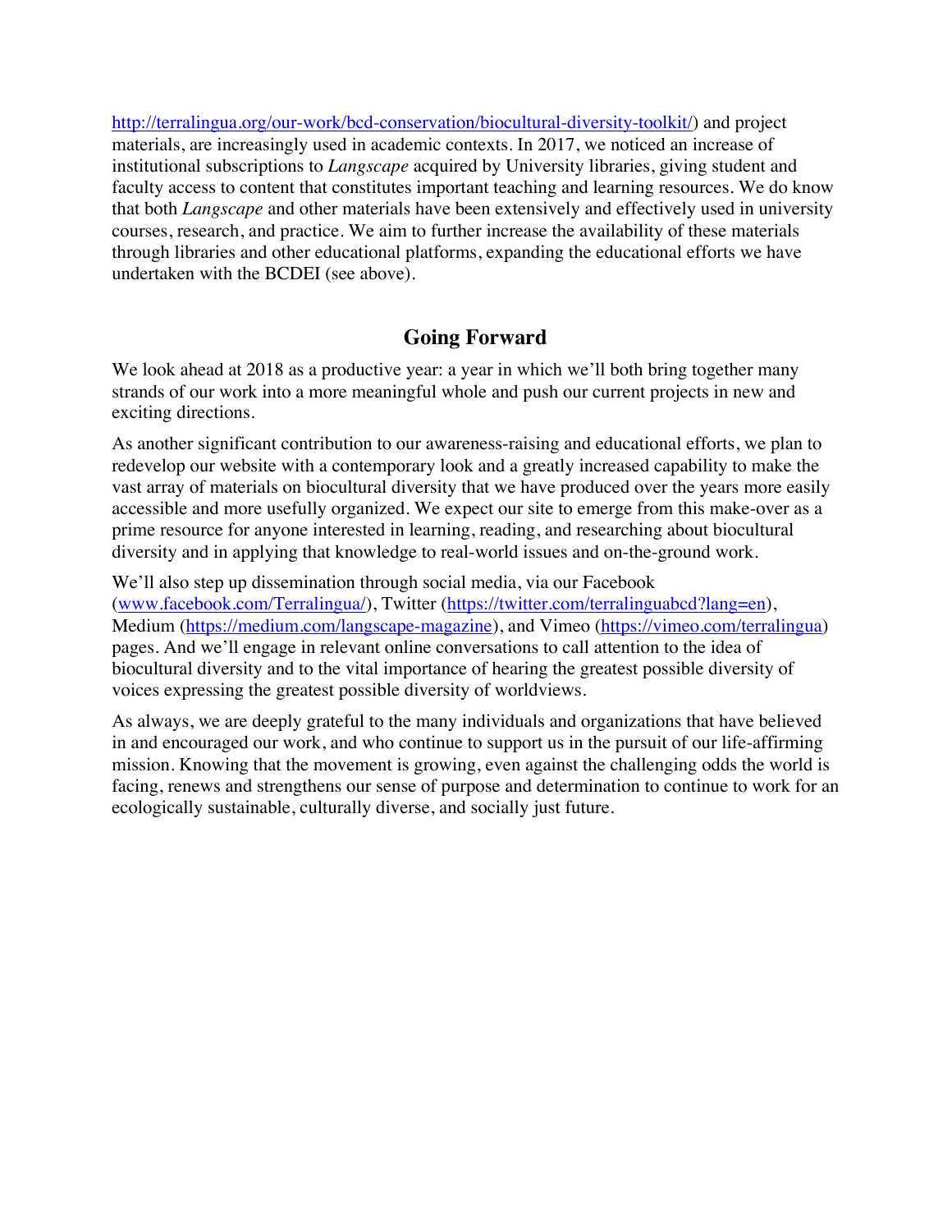http://terralingua.org/our-work/bcd-conservation/biocultural-diversity-toolkit/) and project materials, are increasingly used in academic contexts. In 2017, we noticed an increase of institutional subscriptions to *Langscape* acquired by University libraries, giving student and faculty access to content that constitutes important teaching and learning resources. We do know that both *Langscape* and other materials have been extensively and effectively used in university courses, research, and practice. We aim to further increase the availability of these materials through libraries and other educational platforms, expanding the educational efforts we have undertaken with the BCDEI (see above).

## Going Forward

We look ahead at 2018 as a productive year: a year in which we'll both bring together many strands of our work into a more meaningful whole and push our current projects in new and exciting directions.

As another significant contribution to our awareness-raising and educational efforts, we plan to redevelop our website with a contemporary look and a greatly increased capability to make the vast array of materials on biocultural diversity that we have produced over the years more easily accessible and more usefully organized. We expect our site to emerge from this make-over as a prime resource for anyone interested in learning, reading, and researching about biocultural diversity and in applying that knowledge to real-world issues and on-the-ground work.

We'll also step up dissemination through social media, via our Facebook (www.facebook.com/Terralingua/), Twitter (https://twitter.com/terralinguabcd?lang=en), Medium (https://medium.com/langscape-magazine), and Vimeo (https://vimeo.com/terralingua) pages. And we'll engage in relevant online conversations to call attention to the idea of biocultural diversity and to the vital importance of hearing the greatest possible diversity of voices expressing the greatest possible diversity of worldviews.

As always, we are deeply grateful to the many individuals and organizations that have believed in and encouraged our work, and who continue to support us in the pursuit of our life-affirming mission. Knowing that the movement is growing, even against the challenging odds the world is facing, renews and strengthens our sense of purpose and determination to continue to work for an ecologically sustainable, culturally diverse, and socially just future.